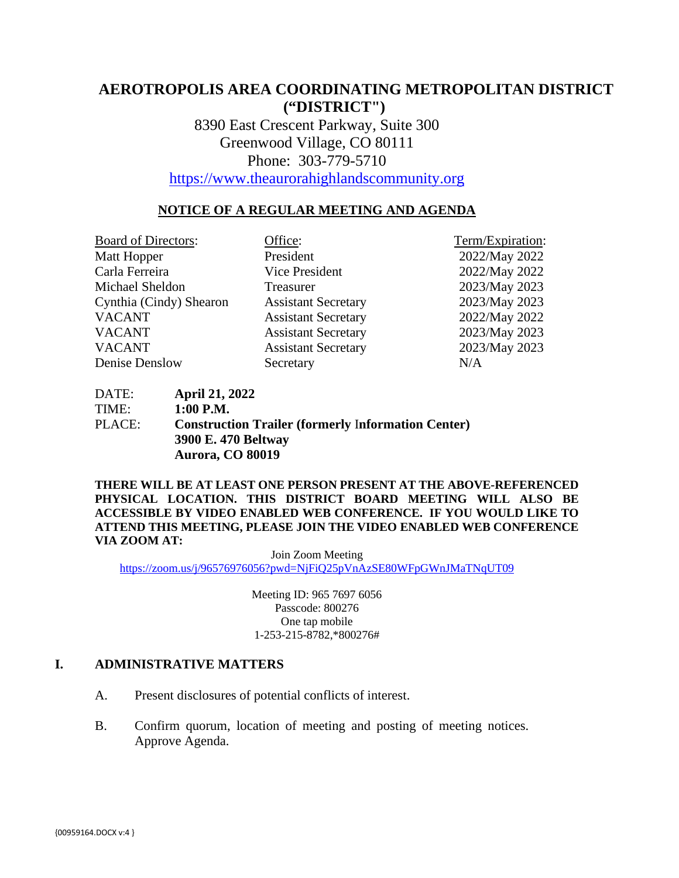# AEROTROPOLIS AREA COORDINATING METROPOLITAN DISTRICT ("DISTRICT")

8390 East Crescent Parkway, Suite 300
Greenwood Village, CO 80111
Phone: 303-779-5710
https://www.theaurorahighlandscommunity.org

## NOTICE OF A REGULAR MEETING AND AGENDA

| Board of Directors: | Office: | Term/Expiration: |
|---|---|---|
| Matt Hopper | President | 2022/May 2022 |
| Carla Ferreira | Vice President | 2022/May 2022 |
| Michael Sheldon | Treasurer | 2023/May 2023 |
| Cynthia (Cindy) Shearon | Assistant Secretary | 2023/May 2023 |
| VACANT | Assistant Secretary | 2022/May 2022 |
| VACANT | Assistant Secretary | 2023/May 2023 |
| VACANT | Assistant Secretary | 2023/May 2023 |
| Denise Denslow | Secretary | N/A |

DATE: **April 21, 2022**
TIME: **1:00 P.M.**
PLACE: **Construction Trailer (formerly Information Center)**
**3900 E. 470 Beltway**
**Aurora, CO 80019**

**THERE WILL BE AT LEAST ONE PERSON PRESENT AT THE ABOVE-REFERENCED PHYSICAL LOCATION. THIS DISTRICT BOARD MEETING WILL ALSO BE ACCESSIBLE BY VIDEO ENABLED WEB CONFERENCE. IF YOU WOULD LIKE TO ATTEND THIS MEETING, PLEASE JOIN THE VIDEO ENABLED WEB CONFERENCE VIA ZOOM AT:**

Join Zoom Meeting
https://zoom.us/j/96576976056?pwd=NjFiQ25pVnAzSE80WFpGWnJMaTNqUT09

Meeting ID: 965 7697 6056
Passcode: 800276
One tap mobile
1-253-215-8782,*800276#

## I. ADMINISTRATIVE MATTERS

A. Present disclosures of potential conflicts of interest.

B. Confirm quorum, location of meeting and posting of meeting notices. Approve Agenda.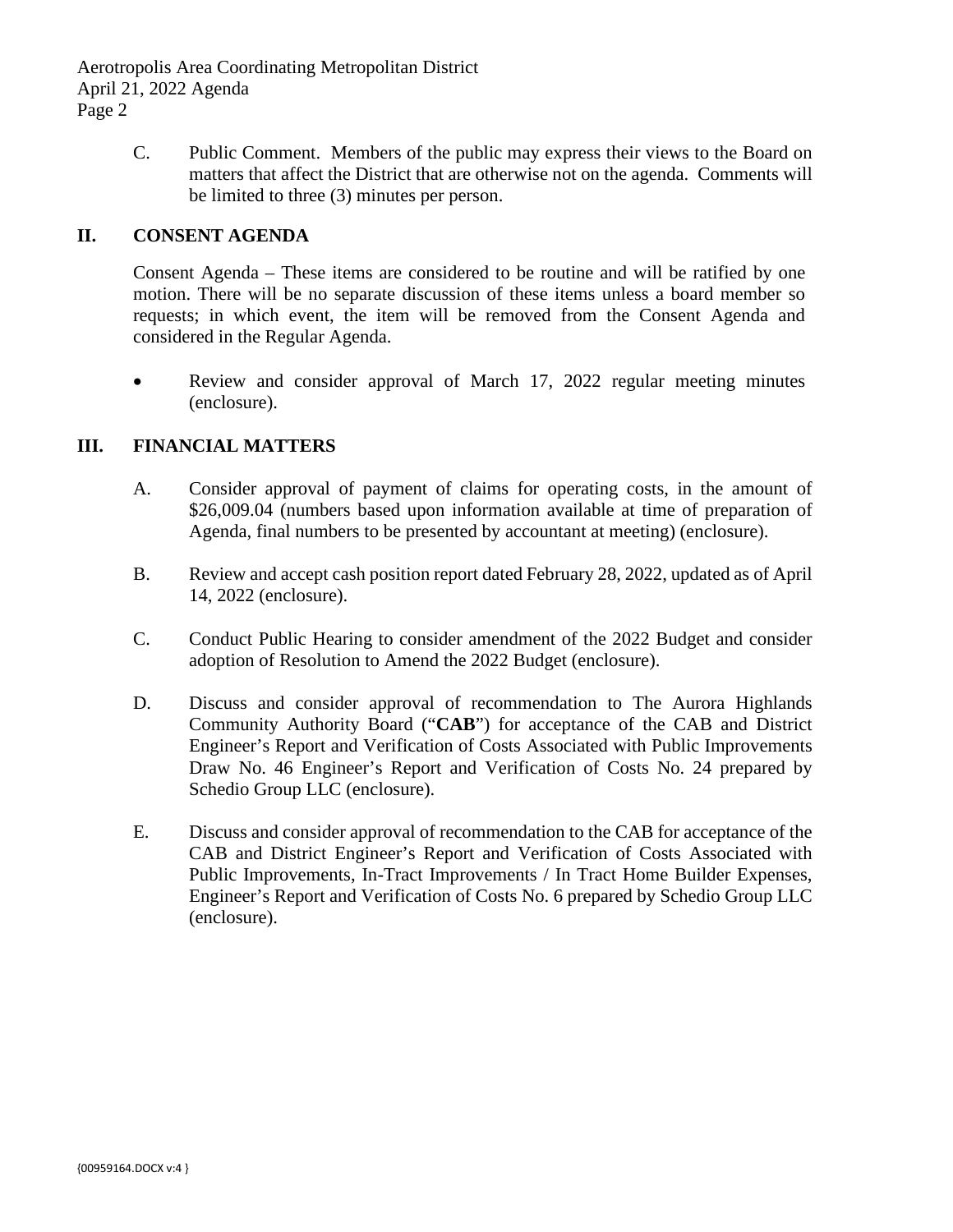C. Public Comment. Members of the public may express their views to the Board on matters that affect the District that are otherwise not on the agenda. Comments will be limited to three (3) minutes per person.

## II. CONSENT AGENDA

Consent Agenda – These items are considered to be routine and will be ratified by one motion. There will be no separate discussion of these items unless a board member so requests; in which event, the item will be removed from the Consent Agenda and considered in the Regular Agenda.

- Review and consider approval of March 17, 2022 regular meeting minutes (enclosure).

## III. FINANCIAL MATTERS

A. Consider approval of payment of claims for operating costs, in the amount of $26,009.04 (numbers based upon information available at time of preparation of Agenda, final numbers to be presented by accountant at meeting) (enclosure).

B. Review and accept cash position report dated February 28, 2022, updated as of April 14, 2022 (enclosure).

C. Conduct Public Hearing to consider amendment of the 2022 Budget and consider adoption of Resolution to Amend the 2022 Budget (enclosure).

D. Discuss and consider approval of recommendation to The Aurora Highlands Community Authority Board ("**CAB**") for acceptance of the CAB and District Engineer's Report and Verification of Costs Associated with Public Improvements Draw No. 46 Engineer's Report and Verification of Costs No. 24 prepared by Schedio Group LLC (enclosure).

E. Discuss and consider approval of recommendation to the CAB for acceptance of the CAB and District Engineer's Report and Verification of Costs Associated with Public Improvements, In-Tract Improvements / In Tract Home Builder Expenses, Engineer's Report and Verification of Costs No. 6 prepared by Schedio Group LLC (enclosure).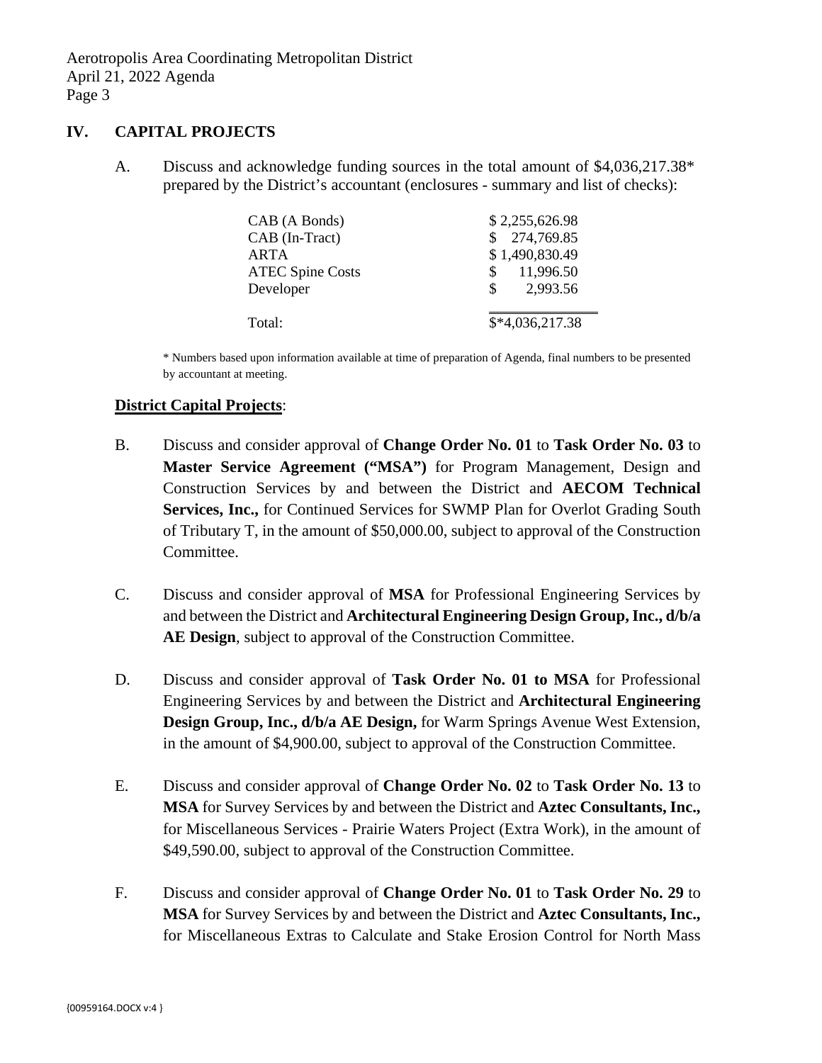## IV. CAPITAL PROJECTS

A. Discuss and acknowledge funding sources in the total amount of $4,036,217.38* prepared by the District's accountant (enclosures - summary and list of checks):

| | |
|---|---|
| CAB (A Bonds) | $ 2,255,626.98 |
| CAB (In-Tract) | $ 274,769.85 |
| ARTA | $ 1,490,830.49 |
| ATEC Spine Costs | $ 11,996.50 |
| Developer | $ 2,993.56 |
| Total: | $*4,036,217.38 |

\* Numbers based upon information available at time of preparation of Agenda, final numbers to be presented by accountant at meeting.

**District Capital Projects**:

B. Discuss and consider approval of **Change Order No. 01** to **Task Order No. 03** to **Master Service Agreement ("MSA")** for Program Management, Design and Construction Services by and between the District and **AECOM Technical Services, Inc.,** for Continued Services for SWMP Plan for Overlot Grading South of Tributary T, in the amount of $50,000.00, subject to approval of the Construction Committee.

C. Discuss and consider approval of **MSA** for Professional Engineering Services by and between the District and **Architectural Engineering Design Group, Inc., d/b/a AE Design**, subject to approval of the Construction Committee.

D. Discuss and consider approval of **Task Order No. 01 to MSA** for Professional Engineering Services by and between the District and **Architectural Engineering Design Group, Inc., d/b/a AE Design,** for Warm Springs Avenue West Extension, in the amount of $4,900.00, subject to approval of the Construction Committee.

E. Discuss and consider approval of **Change Order No. 02** to **Task Order No. 13** to **MSA** for Survey Services by and between the District and **Aztec Consultants, Inc.,** for Miscellaneous Services - Prairie Waters Project (Extra Work), in the amount of $49,590.00, subject to approval of the Construction Committee.

F. Discuss and consider approval of **Change Order No. 01** to **Task Order No. 29** to **MSA** for Survey Services by and between the District and **Aztec Consultants, Inc.,** for Miscellaneous Extras to Calculate and Stake Erosion Control for North Mass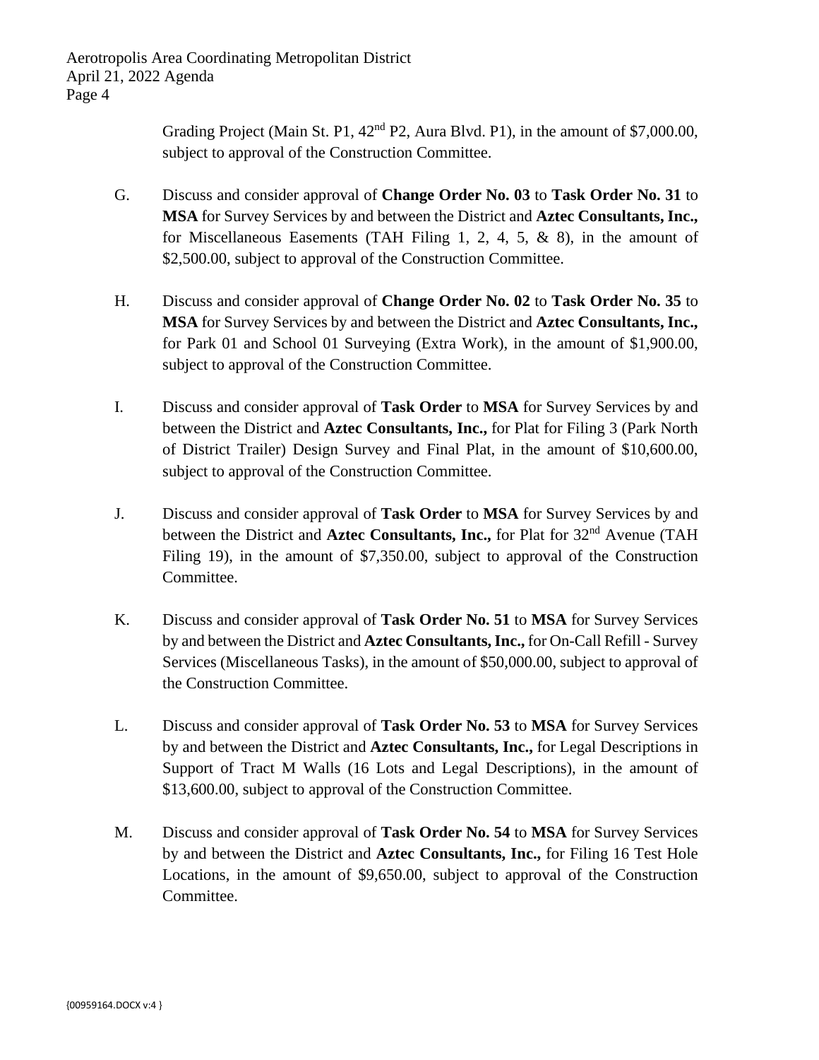Grading Project (Main St. P1, 42nd P2, Aura Blvd. P1), in the amount of $7,000.00, subject to approval of the Construction Committee.

G. Discuss and consider approval of **Change Order No. 03** to **Task Order No. 31** to **MSA** for Survey Services by and between the District and **Aztec Consultants, Inc.,** for Miscellaneous Easements (TAH Filing 1, 2, 4, 5, & 8), in the amount of $2,500.00, subject to approval of the Construction Committee.

H. Discuss and consider approval of **Change Order No. 02** to **Task Order No. 35** to **MSA** for Survey Services by and between the District and **Aztec Consultants, Inc.,** for Park 01 and School 01 Surveying (Extra Work), in the amount of $1,900.00, subject to approval of the Construction Committee.

I. Discuss and consider approval of **Task Order** to **MSA** for Survey Services by and between the District and **Aztec Consultants, Inc.,** for Plat for Filing 3 (Park North of District Trailer) Design Survey and Final Plat, in the amount of $10,600.00, subject to approval of the Construction Committee.

J. Discuss and consider approval of **Task Order** to **MSA** for Survey Services by and between the District and **Aztec Consultants, Inc.,** for Plat for 32nd Avenue (TAH Filing 19), in the amount of $7,350.00, subject to approval of the Construction Committee.

K. Discuss and consider approval of **Task Order No. 51** to **MSA** for Survey Services by and between the District and **Aztec Consultants, Inc.,** for On-Call Refill - Survey Services (Miscellaneous Tasks), in the amount of $50,000.00, subject to approval of the Construction Committee.

L. Discuss and consider approval of **Task Order No. 53** to **MSA** for Survey Services by and between the District and **Aztec Consultants, Inc.,** for Legal Descriptions in Support of Tract M Walls (16 Lots and Legal Descriptions), in the amount of $13,600.00, subject to approval of the Construction Committee.

M. Discuss and consider approval of **Task Order No. 54** to **MSA** for Survey Services by and between the District and **Aztec Consultants, Inc.,** for Filing 16 Test Hole Locations, in the amount of $9,650.00, subject to approval of the Construction Committee.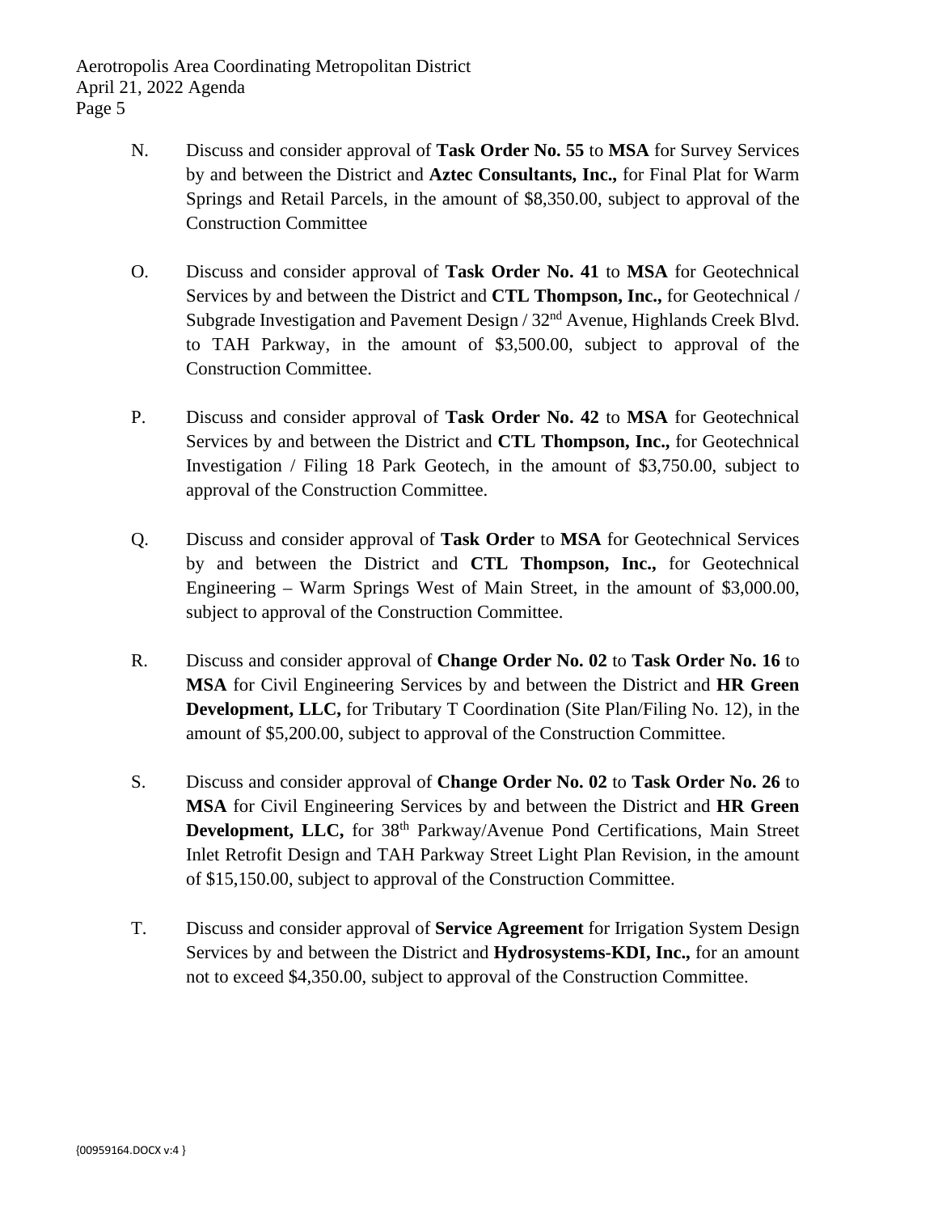N. Discuss and consider approval of **Task Order No. 55** to **MSA** for Survey Services by and between the District and **Aztec Consultants, Inc.,** for Final Plat for Warm Springs and Retail Parcels, in the amount of $8,350.00, subject to approval of the Construction Committee

O. Discuss and consider approval of **Task Order No. 41** to **MSA** for Geotechnical Services by and between the District and **CTL Thompson, Inc.,** for Geotechnical / Subgrade Investigation and Pavement Design / 32nd Avenue, Highlands Creek Blvd. to TAH Parkway, in the amount of $3,500.00, subject to approval of the Construction Committee.

P. Discuss and consider approval of **Task Order No. 42** to **MSA** for Geotechnical Services by and between the District and **CTL Thompson, Inc.,** for Geotechnical Investigation / Filing 18 Park Geotech, in the amount of $3,750.00, subject to approval of the Construction Committee.

Q. Discuss and consider approval of **Task Order** to **MSA** for Geotechnical Services by and between the District and **CTL Thompson, Inc.,** for Geotechnical Engineering – Warm Springs West of Main Street, in the amount of $3,000.00, subject to approval of the Construction Committee.

R. Discuss and consider approval of **Change Order No. 02** to **Task Order No. 16** to **MSA** for Civil Engineering Services by and between the District and **HR Green Development, LLC,** for Tributary T Coordination (Site Plan/Filing No. 12), in the amount of $5,200.00, subject to approval of the Construction Committee.

S. Discuss and consider approval of **Change Order No. 02** to **Task Order No. 26** to **MSA** for Civil Engineering Services by and between the District and **HR Green Development, LLC,** for 38th Parkway/Avenue Pond Certifications, Main Street Inlet Retrofit Design and TAH Parkway Street Light Plan Revision, in the amount of $15,150.00, subject to approval of the Construction Committee.

T. Discuss and consider approval of **Service Agreement** for Irrigation System Design Services by and between the District and **Hydrosystems-KDI, Inc.,** for an amount not to exceed $4,350.00, subject to approval of the Construction Committee.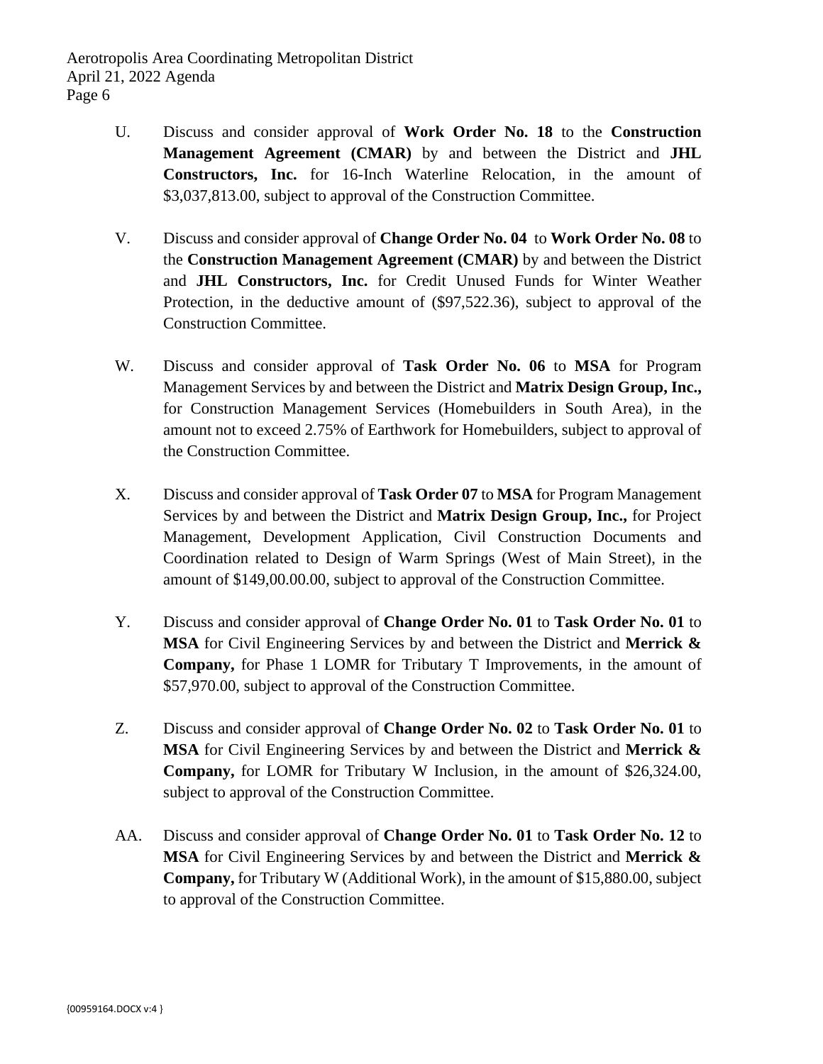U. Discuss and consider approval of **Work Order No. 18** to the **Construction Management Agreement (CMAR)** by and between the District and **JHL Constructors, Inc.** for 16-Inch Waterline Relocation, in the amount of $3,037,813.00, subject to approval of the Construction Committee.

V. Discuss and consider approval of **Change Order No. 04** to **Work Order No. 08** to the **Construction Management Agreement (CMAR)** by and between the District and **JHL Constructors, Inc.** for Credit Unused Funds for Winter Weather Protection, in the deductive amount of ($97,522.36), subject to approval of the Construction Committee.

W. Discuss and consider approval of **Task Order No. 06** to **MSA** for Program Management Services by and between the District and **Matrix Design Group, Inc.,** for Construction Management Services (Homebuilders in South Area), in the amount not to exceed 2.75% of Earthwork for Homebuilders, subject to approval of the Construction Committee.

X. Discuss and consider approval of **Task Order 07** to **MSA** for Program Management Services by and between the District and **Matrix Design Group, Inc.,** for Project Management, Development Application, Civil Construction Documents and Coordination related to Design of Warm Springs (West of Main Street), in the amount of $149,00.00.00, subject to approval of the Construction Committee.

Y. Discuss and consider approval of **Change Order No. 01** to **Task Order No. 01** to **MSA** for Civil Engineering Services by and between the District and **Merrick & Company,** for Phase 1 LOMR for Tributary T Improvements, in the amount of $57,970.00, subject to approval of the Construction Committee.

Z. Discuss and consider approval of **Change Order No. 02** to **Task Order No. 01** to **MSA** for Civil Engineering Services by and between the District and **Merrick & Company,** for LOMR for Tributary W Inclusion, in the amount of $26,324.00, subject to approval of the Construction Committee.

AA. Discuss and consider approval of **Change Order No. 01** to **Task Order No. 12** to **MSA** for Civil Engineering Services by and between the District and **Merrick & Company,** for Tributary W (Additional Work), in the amount of $15,880.00, subject to approval of the Construction Committee.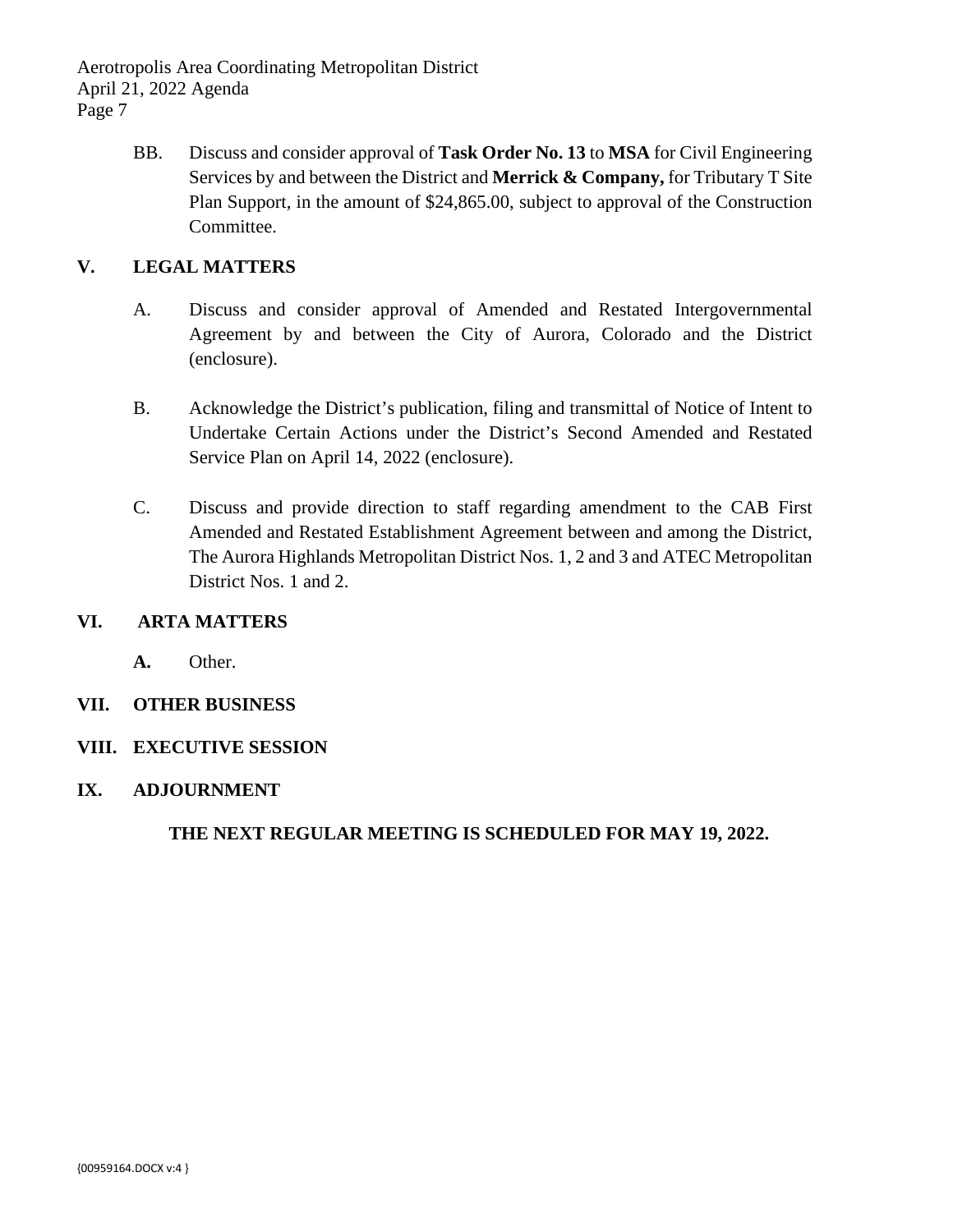BB. Discuss and consider approval of **Task Order No. 13** to **MSA** for Civil Engineering Services by and between the District and **Merrick & Company,** for Tributary T Site Plan Support, in the amount of $24,865.00, subject to approval of the Construction Committee.

## V. LEGAL MATTERS

A. Discuss and consider approval of Amended and Restated Intergovernmental Agreement by and between the City of Aurora, Colorado and the District (enclosure).

B. Acknowledge the District's publication, filing and transmittal of Notice of Intent to Undertake Certain Actions under the District's Second Amended and Restated Service Plan on April 14, 2022 (enclosure).

C. Discuss and provide direction to staff regarding amendment to the CAB First Amended and Restated Establishment Agreement between and among the District, The Aurora Highlands Metropolitan District Nos. 1, 2 and 3 and ATEC Metropolitan District Nos. 1 and 2.

## VI. ARTA MATTERS

**A.** Other.

## VII. OTHER BUSINESS

## VIII. EXECUTIVE SESSION

## IX. ADJOURNMENT

**THE NEXT REGULAR MEETING IS SCHEDULED FOR MAY 19, 2022.**

{00959164.DOCX v:4 }